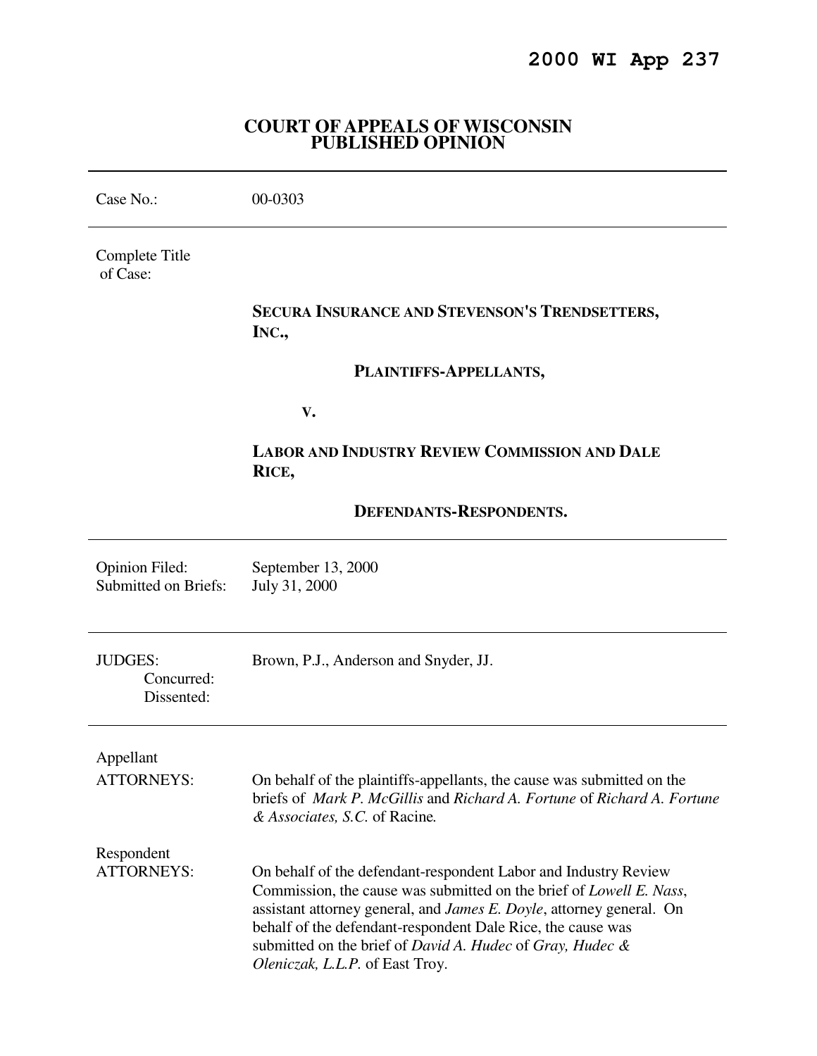**2000 WI App 237**

# COURT OF APPEALS OF WISCONSIN
## PUBLISHED OPINION

---

Case No.: 00-0303

---

Complete Title of Case:

**SECURA INSURANCE AND STEVENSON'S TRENDSETTERS, INC.,**

**PLAINTIFFS-APPELLANTS,**

**V.**

**LABOR AND INDUSTRY REVIEW COMMISSION AND DALE RICE,**

**DEFENDANTS-RESPONDENTS.**

---

Opinion Filed: September 13, 2000
Submitted on Briefs: July 31, 2000

---

JUDGES: Brown, P.J., Anderson and Snyder, JJ.
Concurred:
Dissented:

---

Appellant
ATTORNEYS: On behalf of the plaintiffs-appellants, the cause was submitted on the briefs of *Mark P. McGillis* and *Richard A. Fortune* of *Richard A. Fortune & Associates, S.C.* of Racine*.*

Respondent
ATTORNEYS: On behalf of the defendant-respondent Labor and Industry Review Commission, the cause was submitted on the brief of *Lowell E. Nass*, assistant attorney general, and *James E. Doyle*, attorney general. On behalf of the defendant-respondent Dale Rice, the cause was submitted on the brief of *David A. Hudec* of *Gray, Hudec & Oleniczak, L.L.P.* of East Troy.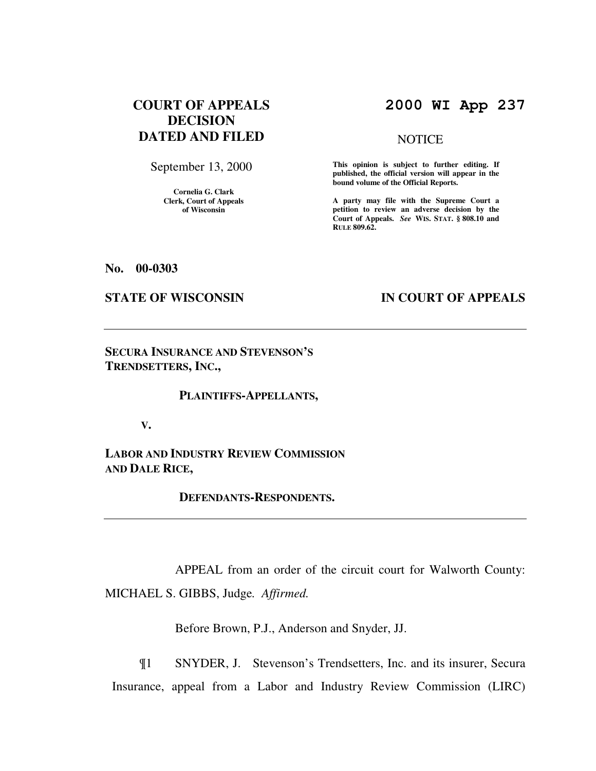**COURT OF APPEALS DECISION DATED AND FILED**

September 13, 2000

**Cornelia G. Clark**
**Clerk, Court of Appeals of Wisconsin**

**2000 WI App 237**

NOTICE

**This opinion is subject to further editing. If published, the official version will appear in the bound volume of the Official Reports.**

**A party may file with the Supreme Court a petition to review an adverse decision by the Court of Appeals.** ***See*** **WIS. STAT. § 808.10 and RULE 809.62.**

**No. 00-0303**

**STATE OF WISCONSIN** **IN COURT OF APPEALS**

---

**SECURA INSURANCE AND STEVENSON'S TRENDSETTERS, INC.,**

**PLAINTIFFS-APPELLANTS,**

**V.**

**LABOR AND INDUSTRY REVIEW COMMISSION AND DALE RICE,**

**DEFENDANTS-RESPONDENTS.**

---

APPEAL from an order of the circuit court for Walworth County: MICHAEL S. GIBBS, Judge. *Affirmed.*

Before Brown, P.J., Anderson and Snyder, JJ.

¶1 SNYDER, J. Stevenson's Trendsetters, Inc. and its insurer, Secura Insurance, appeal from a Labor and Industry Review Commission (LIRC)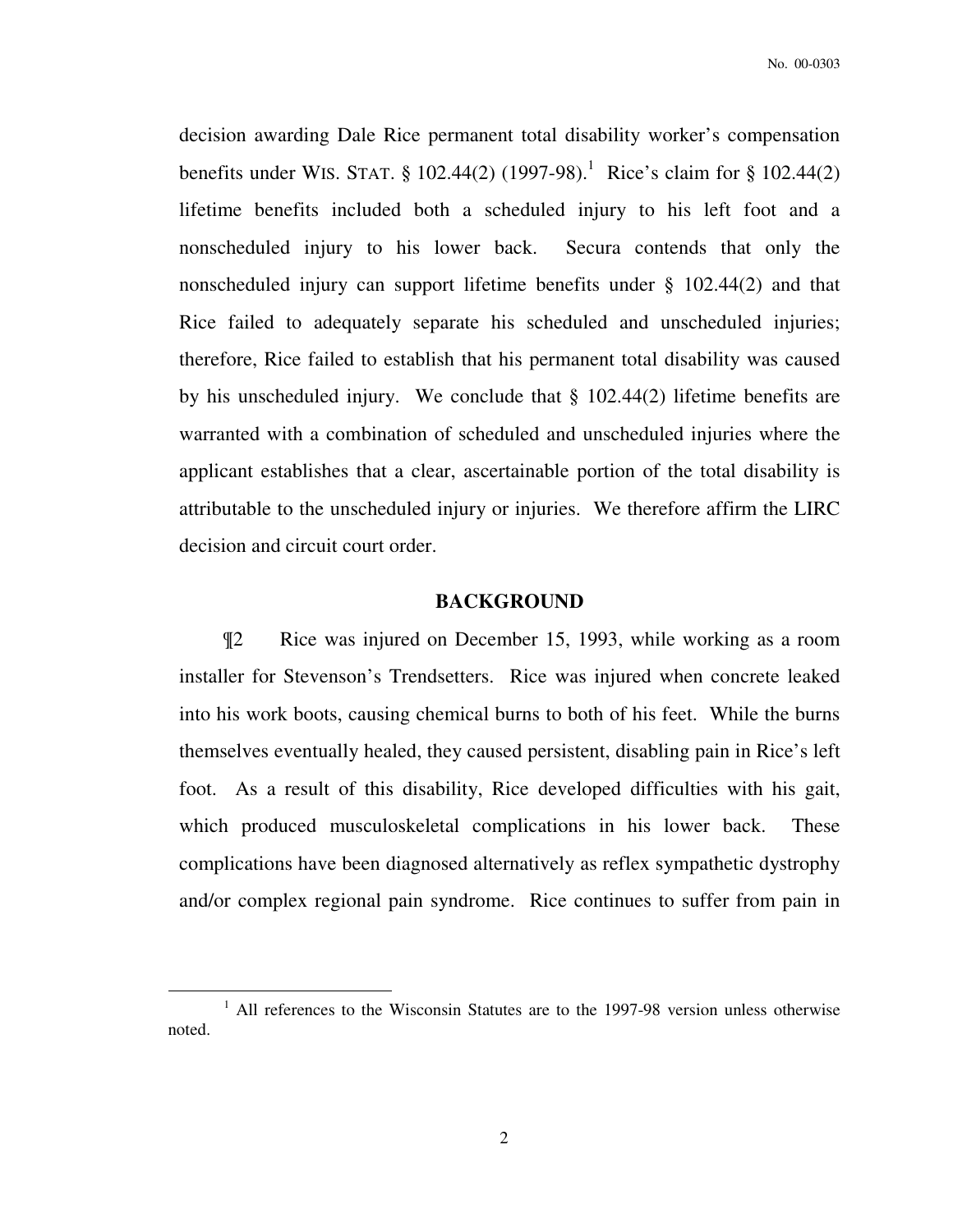decision awarding Dale Rice permanent total disability worker's compensation benefits under WIS. STAT. § 102.44(2) (1997-98).[1] Rice's claim for § 102.44(2) lifetime benefits included both a scheduled injury to his left foot and a nonscheduled injury to his lower back. Secura contends that only the nonscheduled injury can support lifetime benefits under § 102.44(2) and that Rice failed to adequately separate his scheduled and unscheduled injuries; therefore, Rice failed to establish that his permanent total disability was caused by his unscheduled injury. We conclude that § 102.44(2) lifetime benefits are warranted with a combination of scheduled and unscheduled injuries where the applicant establishes that a clear, ascertainable portion of the total disability is attributable to the unscheduled injury or injuries. We therefore affirm the LIRC decision and circuit court order.

## BACKGROUND

¶2 Rice was injured on December 15, 1993, while working as a room installer for Stevenson's Trendsetters. Rice was injured when concrete leaked into his work boots, causing chemical burns to both of his feet. While the burns themselves eventually healed, they caused persistent, disabling pain in Rice's left foot. As a result of this disability, Rice developed difficulties with his gait, which produced musculoskeletal complications in his lower back. These complications have been diagnosed alternatively as reflex sympathetic dystrophy and/or complex regional pain syndrome. Rice continues to suffer from pain in

[1] All references to the Wisconsin Statutes are to the 1997-98 version unless otherwise noted.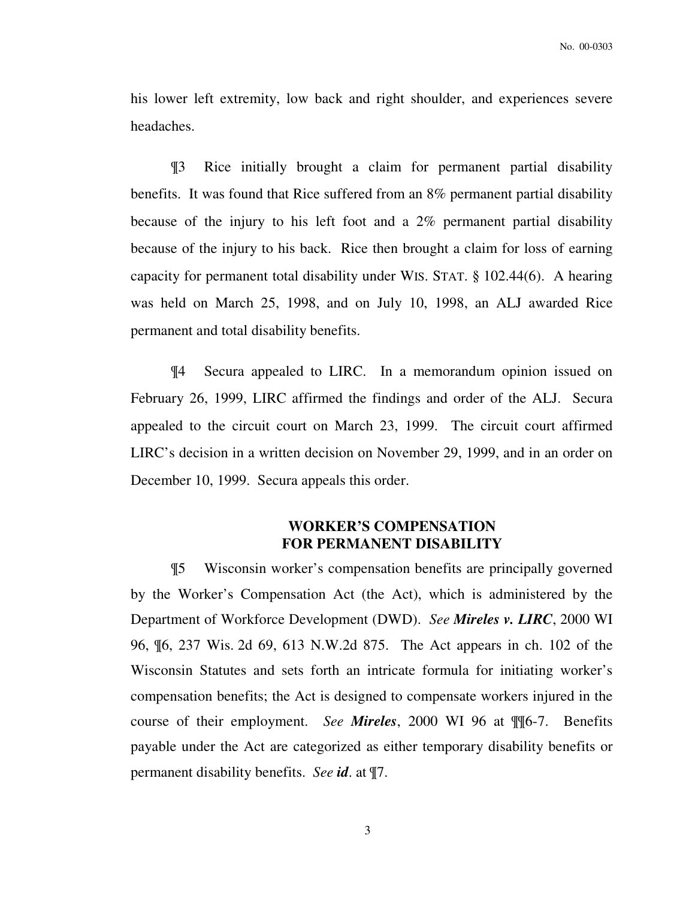his lower left extremity, low back and right shoulder, and experiences severe headaches.

¶3 Rice initially brought a claim for permanent partial disability benefits. It was found that Rice suffered from an 8% permanent partial disability because of the injury to his left foot and a 2% permanent partial disability because of the injury to his back. Rice then brought a claim for loss of earning capacity for permanent total disability under WIS. STAT. § 102.44(6). A hearing was held on March 25, 1998, and on July 10, 1998, an ALJ awarded Rice permanent and total disability benefits.

¶4 Secura appealed to LIRC. In a memorandum opinion issued on February 26, 1999, LIRC affirmed the findings and order of the ALJ. Secura appealed to the circuit court on March 23, 1999. The circuit court affirmed LIRC's decision in a written decision on November 29, 1999, and in an order on December 10, 1999. Secura appeals this order.

## WORKER'S COMPENSATION FOR PERMANENT DISABILITY

¶5 Wisconsin worker's compensation benefits are principally governed by the Worker's Compensation Act (the Act), which is administered by the Department of Workforce Development (DWD). *See* ***Mireles v. LIRC***, 2000 WI 96, ¶6, 237 Wis. 2d 69, 613 N.W.2d 875. The Act appears in ch. 102 of the Wisconsin Statutes and sets forth an intricate formula for initiating worker's compensation benefits; the Act is designed to compensate workers injured in the course of their employment. *See* ***Mireles***, 2000 WI 96 at ¶¶6-7. Benefits payable under the Act are categorized as either temporary disability benefits or permanent disability benefits. *See* ***id***. at ¶7.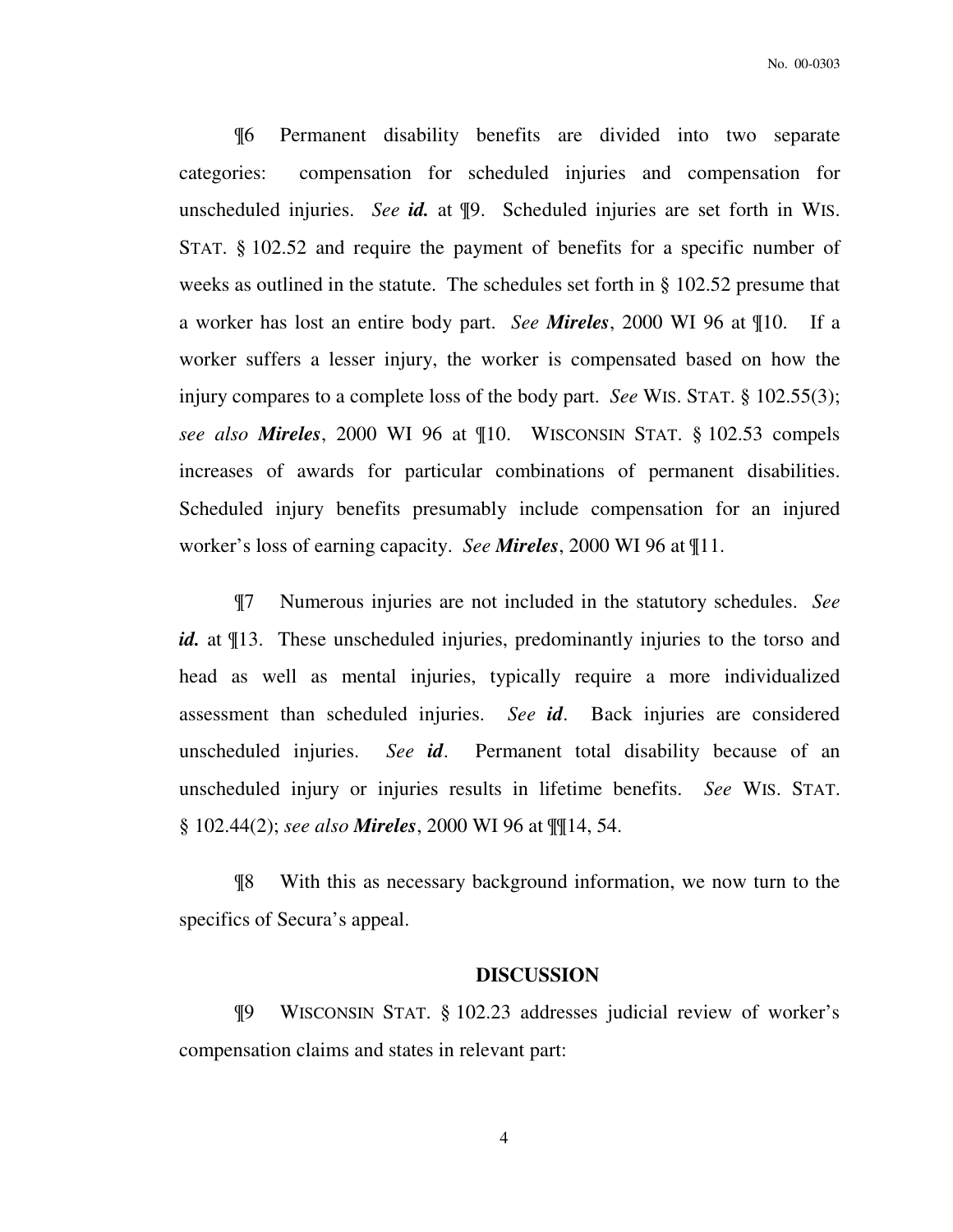¶6 Permanent disability benefits are divided into two separate categories: compensation for scheduled injuries and compensation for unscheduled injuries. *See* ***id.*** at ¶9. Scheduled injuries are set forth in WIS. STAT. § 102.52 and require the payment of benefits for a specific number of weeks as outlined in the statute. The schedules set forth in § 102.52 presume that a worker has lost an entire body part. *See* ***Mireles***, 2000 WI 96 at ¶10. If a worker suffers a lesser injury, the worker is compensated based on how the injury compares to a complete loss of the body part. *See* WIS. STAT. § 102.55(3); *see also* ***Mireles***, 2000 WI 96 at ¶10. WISCONSIN STAT. § 102.53 compels increases of awards for particular combinations of permanent disabilities. Scheduled injury benefits presumably include compensation for an injured worker's loss of earning capacity. *See* ***Mireles***, 2000 WI 96 at ¶11.

¶7 Numerous injuries are not included in the statutory schedules. *See* ***id.*** at ¶13. These unscheduled injuries, predominantly injuries to the torso and head as well as mental injuries, typically require a more individualized assessment than scheduled injuries. *See* ***id***. Back injuries are considered unscheduled injuries. *See* ***id***. Permanent total disability because of an unscheduled injury or injuries results in lifetime benefits. *See* WIS. STAT. § 102.44(2); *see also* ***Mireles***, 2000 WI 96 at ¶¶14, 54.

¶8 With this as necessary background information, we now turn to the specifics of Secura's appeal.

## DISCUSSION

¶9 WISCONSIN STAT. § 102.23 addresses judicial review of worker's compensation claims and states in relevant part: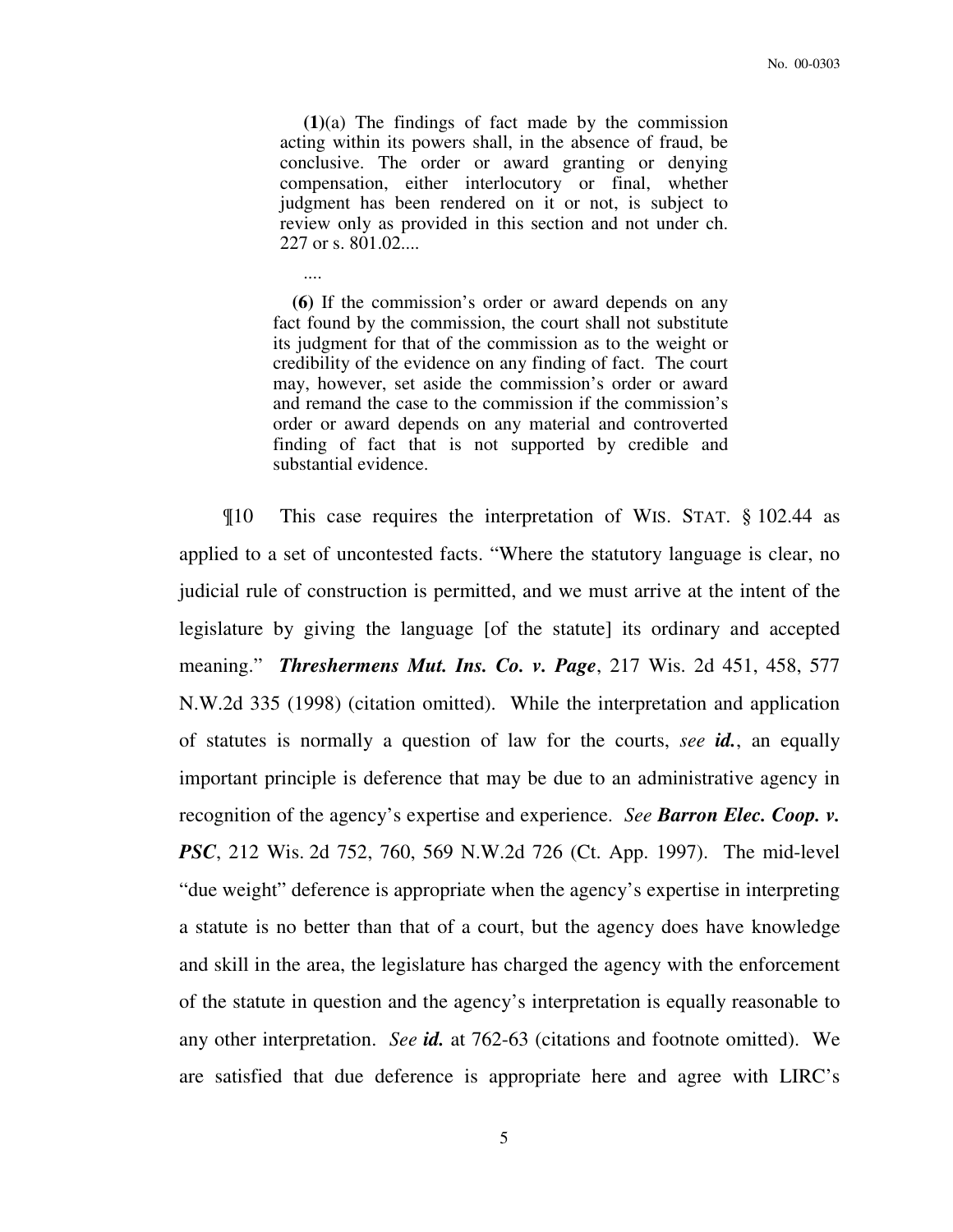> **(1)**(a) The findings of fact made by the commission acting within its powers shall, in the absence of fraud, be conclusive. The order or award granting or denying compensation, either interlocutory or final, whether judgment has been rendered on it or not, is subject to review only as provided in this section and not under ch. 227 or s. 801.02....
>
> ....
>
> **(6)** If the commission's order or award depends on any fact found by the commission, the court shall not substitute its judgment for that of the commission as to the weight or credibility of the evidence on any finding of fact. The court may, however, set aside the commission's order or award and remand the case to the commission if the commission's order or award depends on any material and controverted finding of fact that is not supported by credible and substantial evidence.

¶10 This case requires the interpretation of WIS. STAT. § 102.44 as applied to a set of uncontested facts. "Where the statutory language is clear, no judicial rule of construction is permitted, and we must arrive at the intent of the legislature by giving the language [of the statute] its ordinary and accepted meaning." ***Threshermens Mut. Ins. Co. v. Page***, 217 Wis. 2d 451, 458, 577 N.W.2d 335 (1998) (citation omitted). While the interpretation and application of statutes is normally a question of law for the courts, *see* ***id.***, an equally important principle is deference that may be due to an administrative agency in recognition of the agency's expertise and experience. *See* ***Barron Elec. Coop. v. PSC***, 212 Wis. 2d 752, 760, 569 N.W.2d 726 (Ct. App. 1997). The mid-level "due weight" deference is appropriate when the agency's expertise in interpreting a statute is no better than that of a court, but the agency does have knowledge and skill in the area, the legislature has charged the agency with the enforcement of the statute in question and the agency's interpretation is equally reasonable to any other interpretation. *See* ***id.*** at 762-63 (citations and footnote omitted). We are satisfied that due deference is appropriate here and agree with LIRC's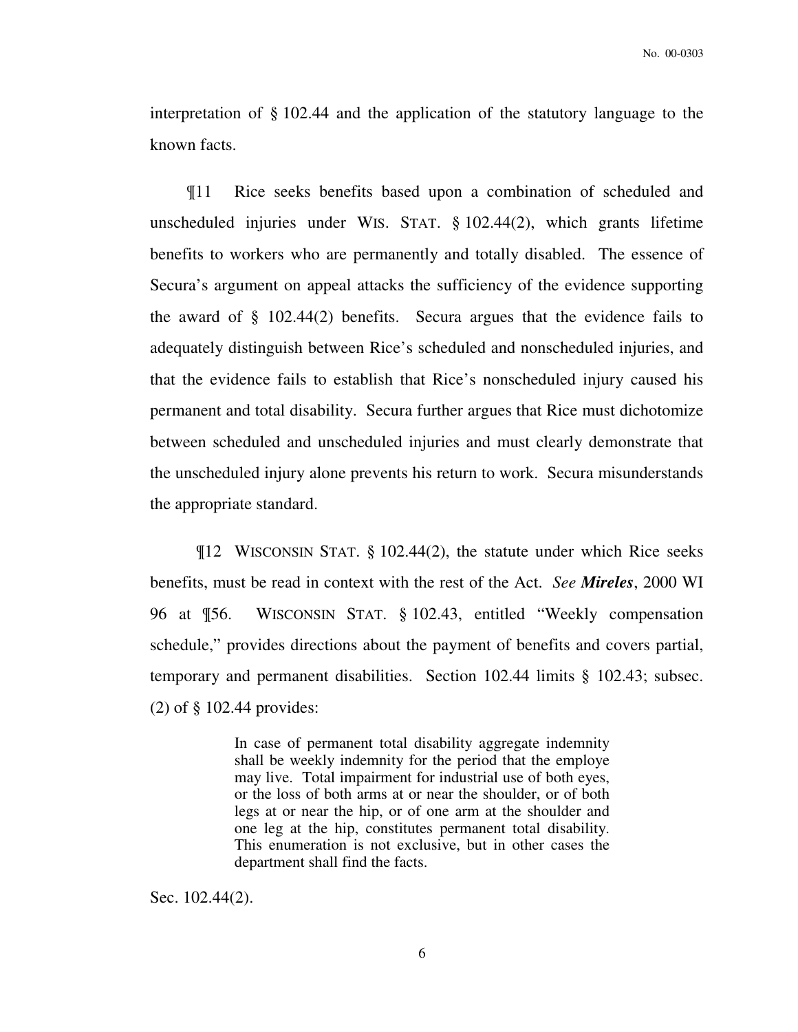interpretation of § 102.44 and the application of the statutory language to the known facts.

¶11 Rice seeks benefits based upon a combination of scheduled and unscheduled injuries under WIS. STAT. § 102.44(2), which grants lifetime benefits to workers who are permanently and totally disabled. The essence of Secura's argument on appeal attacks the sufficiency of the evidence supporting the award of § 102.44(2) benefits. Secura argues that the evidence fails to adequately distinguish between Rice's scheduled and nonscheduled injuries, and that the evidence fails to establish that Rice's nonscheduled injury caused his permanent and total disability. Secura further argues that Rice must dichotomize between scheduled and unscheduled injuries and must clearly demonstrate that the unscheduled injury alone prevents his return to work. Secura misunderstands the appropriate standard.

¶12 WISCONSIN STAT. § 102.44(2), the statute under which Rice seeks benefits, must be read in context with the rest of the Act. *See* ***Mireles***, 2000 WI 96 at ¶56. WISCONSIN STAT. § 102.43, entitled "Weekly compensation schedule," provides directions about the payment of benefits and covers partial, temporary and permanent disabilities. Section 102.44 limits § 102.43; subsec. (2) of § 102.44 provides:

> In case of permanent total disability aggregate indemnity shall be weekly indemnity for the period that the employe may live. Total impairment for industrial use of both eyes, or the loss of both arms at or near the shoulder, or of both legs at or near the hip, or of one arm at the shoulder and one leg at the hip, constitutes permanent total disability. This enumeration is not exclusive, but in other cases the department shall find the facts.

Sec. 102.44(2).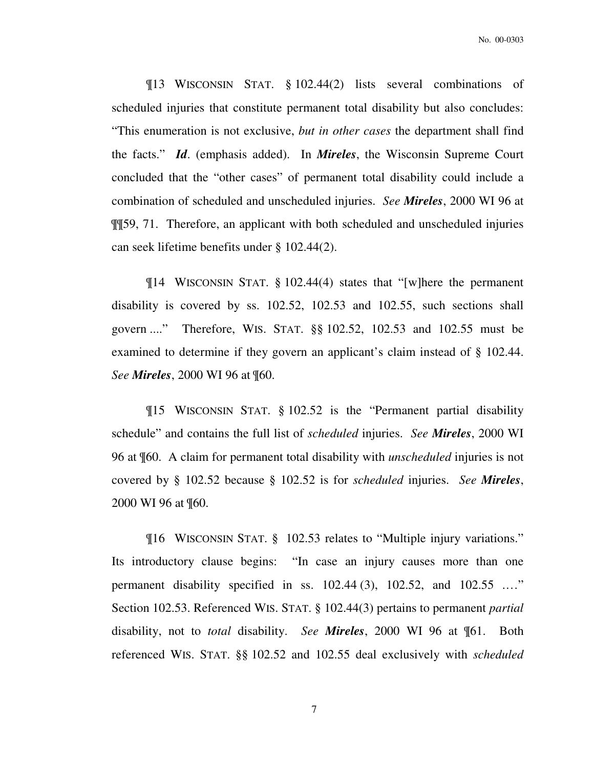¶13 WISCONSIN STAT. § 102.44(2) lists several combinations of scheduled injuries that constitute permanent total disability but also concludes: "This enumeration is not exclusive, *but in other cases* the department shall find the facts." ***Id***. (emphasis added). In ***Mireles***, the Wisconsin Supreme Court concluded that the "other cases" of permanent total disability could include a combination of scheduled and unscheduled injuries. *See* ***Mireles***, 2000 WI 96 at ¶¶59, 71. Therefore, an applicant with both scheduled and unscheduled injuries can seek lifetime benefits under § 102.44(2).

¶14 WISCONSIN STAT. § 102.44(4) states that "[w]here the permanent disability is covered by ss. 102.52, 102.53 and 102.55, such sections shall govern ...." Therefore, WIS. STAT. §§ 102.52, 102.53 and 102.55 must be examined to determine if they govern an applicant's claim instead of § 102.44. *See* ***Mireles***, 2000 WI 96 at ¶60.

¶15 WISCONSIN STAT. § 102.52 is the "Permanent partial disability schedule" and contains the full list of *scheduled* injuries. *See* ***Mireles***, 2000 WI 96 at ¶60. A claim for permanent total disability with *unscheduled* injuries is not covered by § 102.52 because § 102.52 is for *scheduled* injuries. *See* ***Mireles***, 2000 WI 96 at ¶60.

¶16 WISCONSIN STAT. § 102.53 relates to "Multiple injury variations." Its introductory clause begins: "In case an injury causes more than one permanent disability specified in ss. 102.44 (3), 102.52, and 102.55 …." Section 102.53. Referenced WIS. STAT. § 102.44(3) pertains to permanent *partial* disability, not to *total* disability. *See* ***Mireles***, 2000 WI 96 at ¶61. Both referenced WIS. STAT. §§ 102.52 and 102.55 deal exclusively with *scheduled*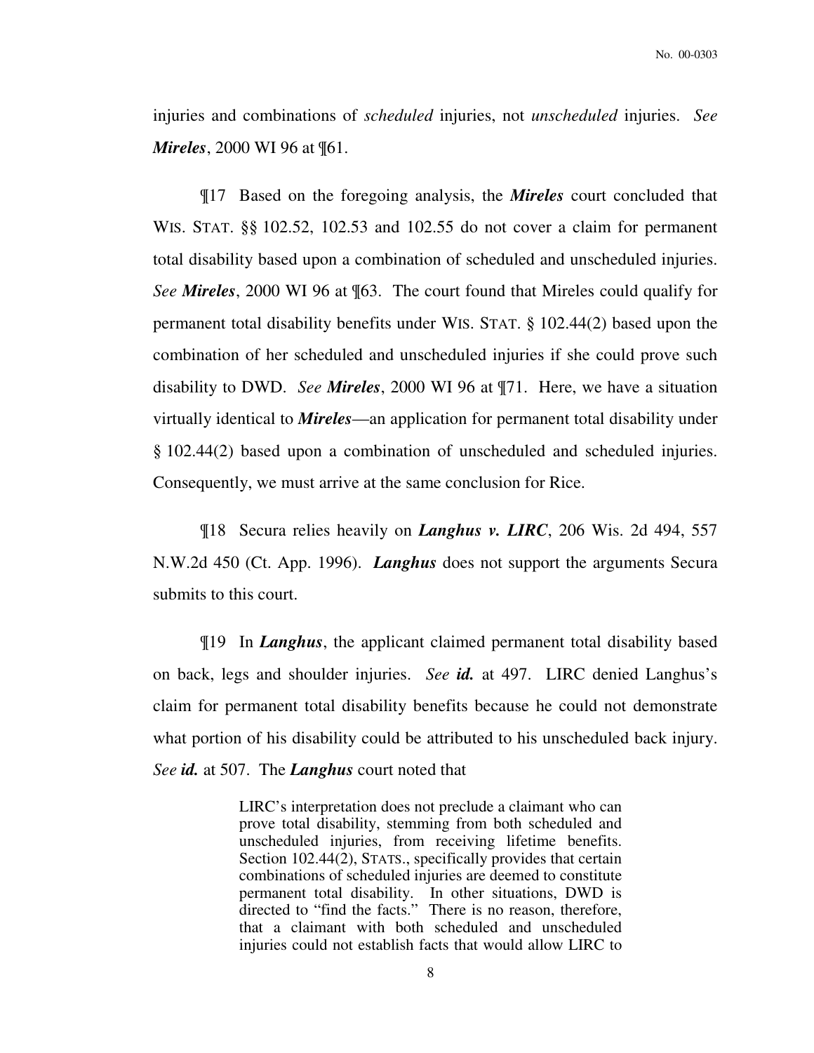injuries and combinations of *scheduled* injuries, not *unscheduled* injuries. *See* ***Mireles***, 2000 WI 96 at ¶61.

¶17 Based on the foregoing analysis, the ***Mireles*** court concluded that WIS. STAT. §§ 102.52, 102.53 and 102.55 do not cover a claim for permanent total disability based upon a combination of scheduled and unscheduled injuries. *See* ***Mireles***, 2000 WI 96 at ¶63. The court found that Mireles could qualify for permanent total disability benefits under WIS. STAT. § 102.44(2) based upon the combination of her scheduled and unscheduled injuries if she could prove such disability to DWD. *See* ***Mireles***, 2000 WI 96 at ¶71. Here, we have a situation virtually identical to ***Mireles***—an application for permanent total disability under § 102.44(2) based upon a combination of unscheduled and scheduled injuries. Consequently, we must arrive at the same conclusion for Rice.

¶18 Secura relies heavily on ***Langhus v. LIRC***, 206 Wis. 2d 494, 557 N.W.2d 450 (Ct. App. 1996). ***Langhus*** does not support the arguments Secura submits to this court.

¶19 In ***Langhus***, the applicant claimed permanent total disability based on back, legs and shoulder injuries. *See* ***id.*** at 497. LIRC denied Langhus's claim for permanent total disability benefits because he could not demonstrate what portion of his disability could be attributed to his unscheduled back injury. *See* ***id.*** at 507. The ***Langhus*** court noted that

> LIRC's interpretation does not preclude a claimant who can prove total disability, stemming from both scheduled and unscheduled injuries, from receiving lifetime benefits. Section 102.44(2), STATS., specifically provides that certain combinations of scheduled injuries are deemed to constitute permanent total disability. In other situations, DWD is directed to "find the facts." There is no reason, therefore, that a claimant with both scheduled and unscheduled injuries could not establish facts that would allow LIRC to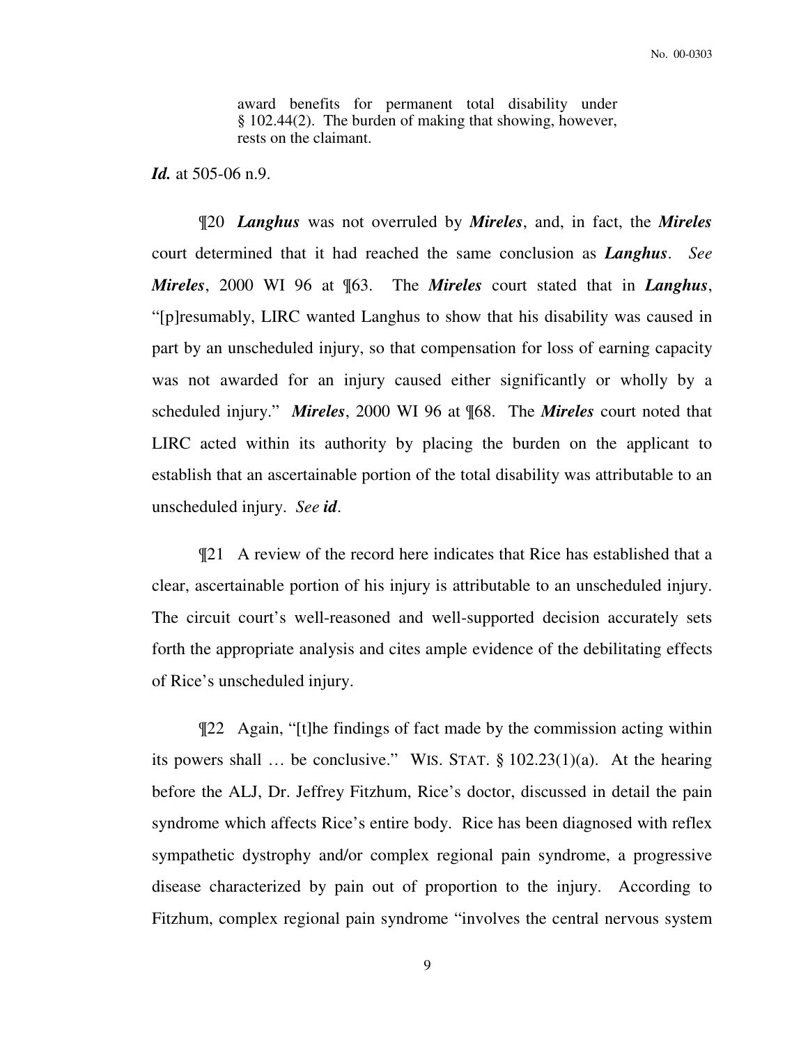> award benefits for permanent total disability under § 102.44(2). The burden of making that showing, however, rests on the claimant.

***Id.*** at 505-06 n.9.

¶20 ***Langhus*** was not overruled by ***Mireles***, and, in fact, the ***Mireles*** court determined that it had reached the same conclusion as ***Langhus***. *See* ***Mireles***, 2000 WI 96 at ¶63. The ***Mireles*** court stated that in ***Langhus***, "[p]resumably, LIRC wanted Langhus to show that his disability was caused in part by an unscheduled injury, so that compensation for loss of earning capacity was not awarded for an injury caused either significantly or wholly by a scheduled injury." ***Mireles***, 2000 WI 96 at ¶68. The ***Mireles*** court noted that LIRC acted within its authority by placing the burden on the applicant to establish that an ascertainable portion of the total disability was attributable to an unscheduled injury. *See* ***id***.

¶21 A review of the record here indicates that Rice has established that a clear, ascertainable portion of his injury is attributable to an unscheduled injury. The circuit court's well-reasoned and well-supported decision accurately sets forth the appropriate analysis and cites ample evidence of the debilitating effects of Rice's unscheduled injury.

¶22 Again, "[t]he findings of fact made by the commission acting within its powers shall … be conclusive." WIS. STAT. § 102.23(1)(a). At the hearing before the ALJ, Dr. Jeffrey Fitzhum, Rice's doctor, discussed in detail the pain syndrome which affects Rice's entire body. Rice has been diagnosed with reflex sympathetic dystrophy and/or complex regional pain syndrome, a progressive disease characterized by pain out of proportion to the injury. According to Fitzhum, complex regional pain syndrome "involves the central nervous system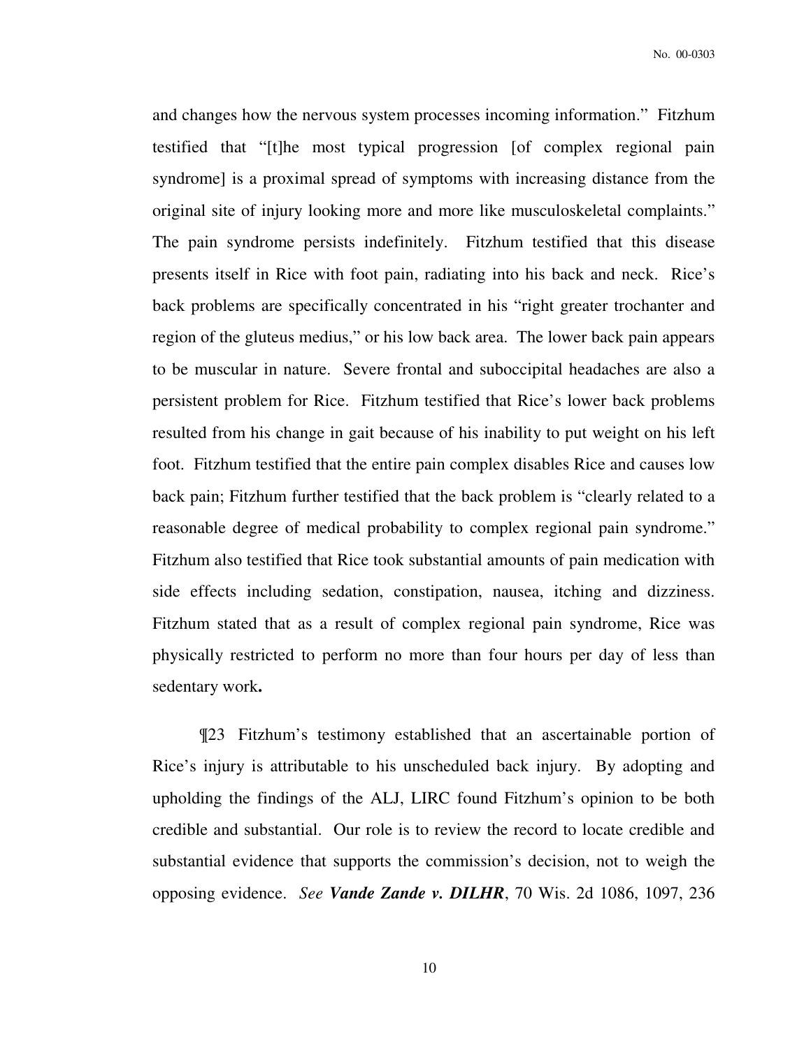and changes how the nervous system processes incoming information." Fitzhum testified that "[t]he most typical progression [of complex regional pain syndrome] is a proximal spread of symptoms with increasing distance from the original site of injury looking more and more like musculoskeletal complaints." The pain syndrome persists indefinitely. Fitzhum testified that this disease presents itself in Rice with foot pain, radiating into his back and neck. Rice's back problems are specifically concentrated in his "right greater trochanter and region of the gluteus medius," or his low back area. The lower back pain appears to be muscular in nature. Severe frontal and suboccipital headaches are also a persistent problem for Rice. Fitzhum testified that Rice's lower back problems resulted from his change in gait because of his inability to put weight on his left foot. Fitzhum testified that the entire pain complex disables Rice and causes low back pain; Fitzhum further testified that the back problem is "clearly related to a reasonable degree of medical probability to complex regional pain syndrome." Fitzhum also testified that Rice took substantial amounts of pain medication with side effects including sedation, constipation, nausea, itching and dizziness. Fitzhum stated that as a result of complex regional pain syndrome, Rice was physically restricted to perform no more than four hours per day of less than sedentary work**.**

¶23 Fitzhum's testimony established that an ascertainable portion of Rice's injury is attributable to his unscheduled back injury. By adopting and upholding the findings of the ALJ, LIRC found Fitzhum's opinion to be both credible and substantial. Our role is to review the record to locate credible and substantial evidence that supports the commission's decision, not to weigh the opposing evidence. *See* ***Vande Zande v. DILHR***, 70 Wis. 2d 1086, 1097, 236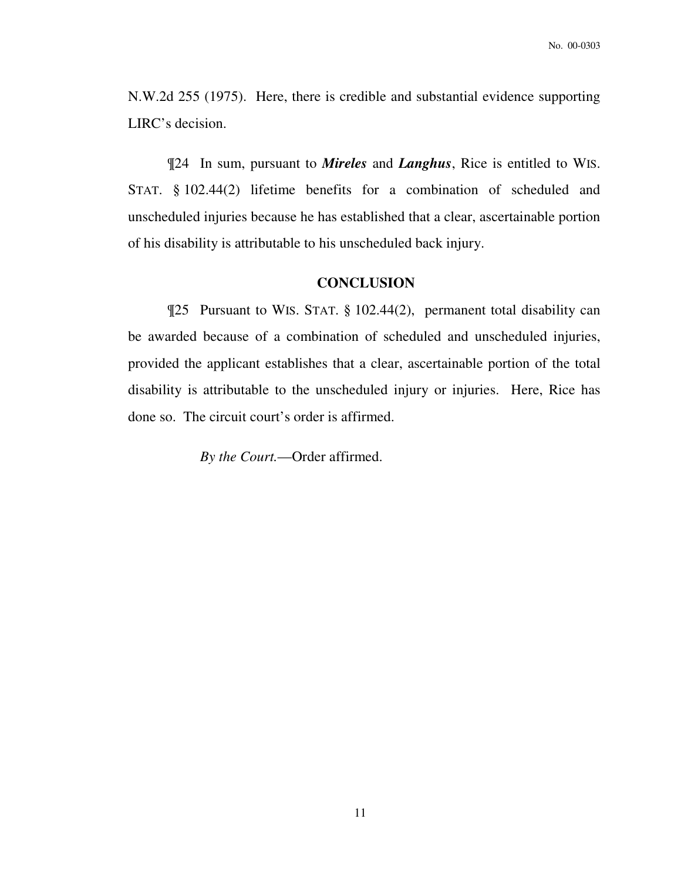N.W.2d 255 (1975). Here, there is credible and substantial evidence supporting LIRC's decision.

¶24 In sum, pursuant to ***Mireles*** and ***Langhus***, Rice is entitled to WIS. STAT. § 102.44(2) lifetime benefits for a combination of scheduled and unscheduled injuries because he has established that a clear, ascertainable portion of his disability is attributable to his unscheduled back injury.

## CONCLUSION

¶25 Pursuant to WIS. STAT. § 102.44(2), permanent total disability can be awarded because of a combination of scheduled and unscheduled injuries, provided the applicant establishes that a clear, ascertainable portion of the total disability is attributable to the unscheduled injury or injuries. Here, Rice has done so. The circuit court's order is affirmed.

*By the Court.*—Order affirmed.